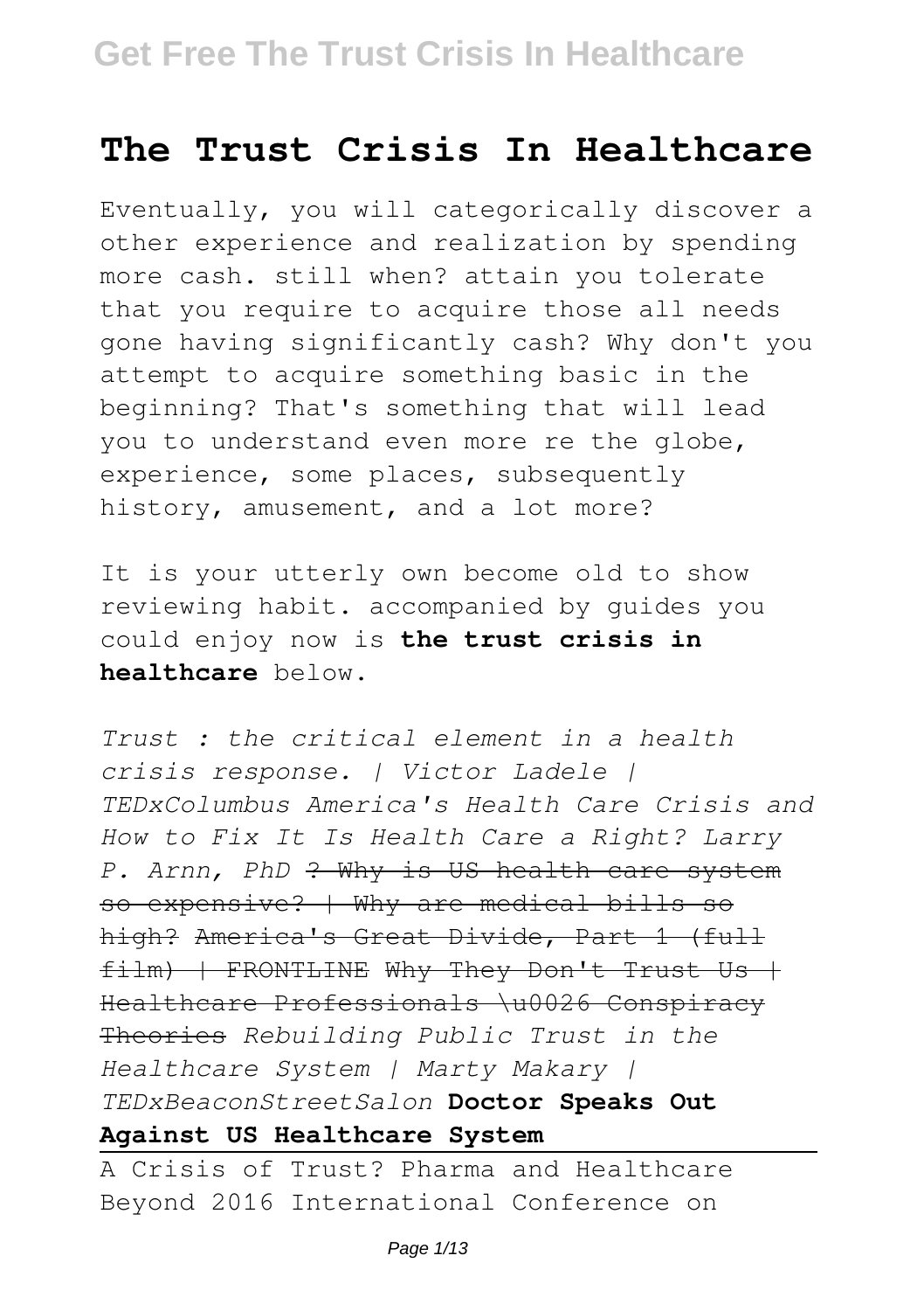# The Trust Crisis In Healthcare

Eventually, you will categorically discover a other experience and realization by spending more cash. still when? attain you tolerate that you require to acquire those all needs gone having significantly cash? Why don't you attempt to acquire something basic in the beginning? That's something that will lead you to understand even more re the globe, experience, some places, subsequently history, amusement, and a lot more?

It is your utterly own become old to show reviewing habit. accompanied by guides you could enjoy now is **the trust crisis in healthcare** below.

*Trust : the critical element in a health crisis response. | Victor Ladele | TEDxColumbus America's Health Care Crisis and How to Fix It Is Health Care a Right? Larry P. Arnn, PhD* ~~? Why is US health care system so expensive? | Why are medical bills so high? America's Great Divide, Part 1 (full film) | FRONTLINE Why They Don't Trust Us | Healthcare Professionals \u0026 Conspiracy Theories~~ *Rebuilding Public Trust in the Healthcare System | Marty Makary | TEDxBeaconStreetSalon* **Doctor Speaks Out Against US Healthcare System**

A Crisis of Trust? Pharma and Healthcare Beyond 2016 International Conference on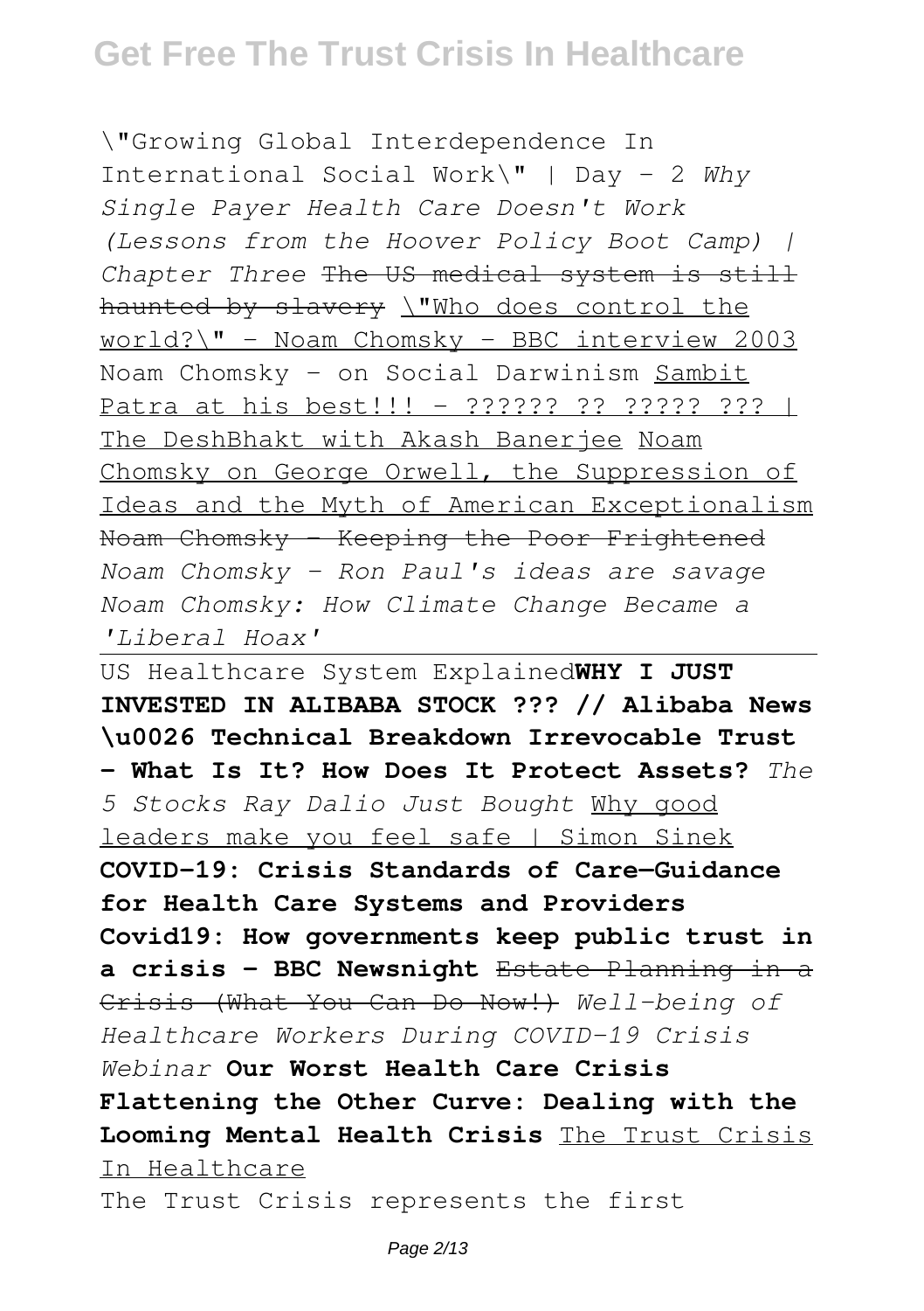\"Growing Global Interdependence In International Social Work\" | Day - 2 *Why Single Payer Health Care Doesn't Work (Lessons from the Hoover Policy Boot Camp) | Chapter Three* ~~The US medical system is still haunted by slavery~~ \"Who does control the world?\" - Noam Chomsky - BBC interview 2003 Noam Chomsky - on Social Darwinism Sambit Patra at his best!!! - ?????? ?? ????? ??? | The DeshBhakt with Akash Banerjee Noam Chomsky on George Orwell, the Suppression of Ideas and the Myth of American Exceptionalism ~~Noam Chomsky - Keeping the Poor Frightened~~ *Noam Chomsky - Ron Paul's ideas are savage Noam Chomsky: How Climate Change Became a 'Liberal Hoax'*

US Healthcare System Explained**WHY I JUST INVESTED IN ALIBABA STOCK ??? // Alibaba News \u0026 Technical Breakdown Irrevocable Trust - What Is It? How Does It Protect Assets?** *The 5 Stocks Ray Dalio Just Bought* Why good leaders make you feel safe | Simon Sinek **COVID-19: Crisis Standards of Care—Guidance for Health Care Systems and Providers Covid19: How governments keep public trust in a crisis - BBC Newsnight** ~~Estate Planning in a Crisis (What You Can Do Now!)~~ *Well-being of Healthcare Workers During COVID-19 Crisis Webinar* **Our Worst Health Care Crisis Flattening the Other Curve: Dealing with the Looming Mental Health Crisis** The Trust Crisis In Healthcare

The Trust Crisis represents the first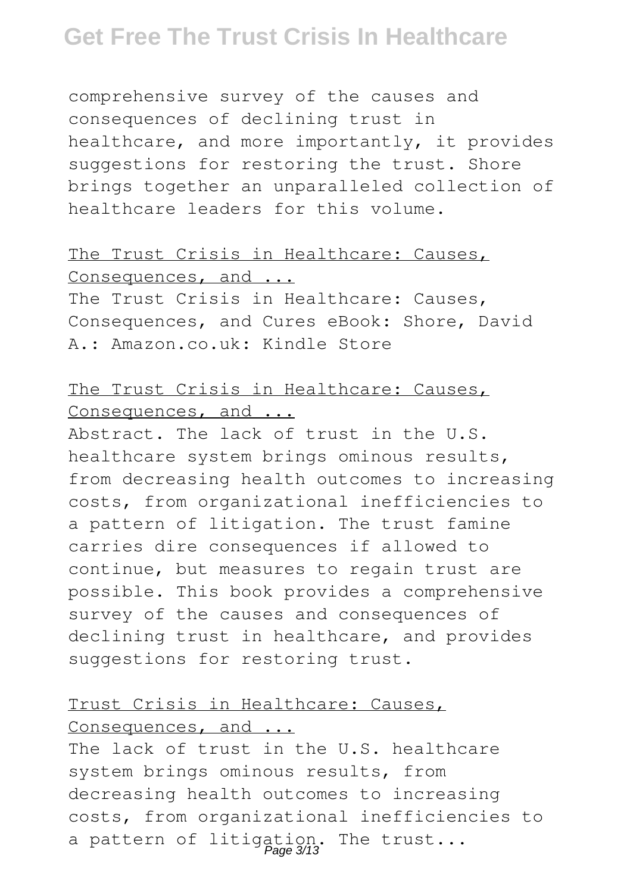comprehensive survey of the causes and consequences of declining trust in healthcare, and more importantly, it provides suggestions for restoring the trust. Shore brings together an unparalleled collection of healthcare leaders for this volume.

## The Trust Crisis in Healthcare: Causes, Consequences, and ...

The Trust Crisis in Healthcare: Causes, Consequences, and Cures eBook: Shore, David A.: Amazon.co.uk: Kindle Store

## The Trust Crisis in Healthcare: Causes, Consequences, and ...

Abstract. The lack of trust in the U.S. healthcare system brings ominous results, from decreasing health outcomes to increasing costs, from organizational inefficiencies to a pattern of litigation. The trust famine carries dire consequences if allowed to continue, but measures to regain trust are possible. This book provides a comprehensive survey of the causes and consequences of declining trust in healthcare, and provides suggestions for restoring trust.

## Trust Crisis in Healthcare: Causes, Consequences, and ...

The lack of trust in the U.S. healthcare system brings ominous results, from decreasing health outcomes to increasing costs, from organizational inefficiencies to a pattern of litigation. The trust...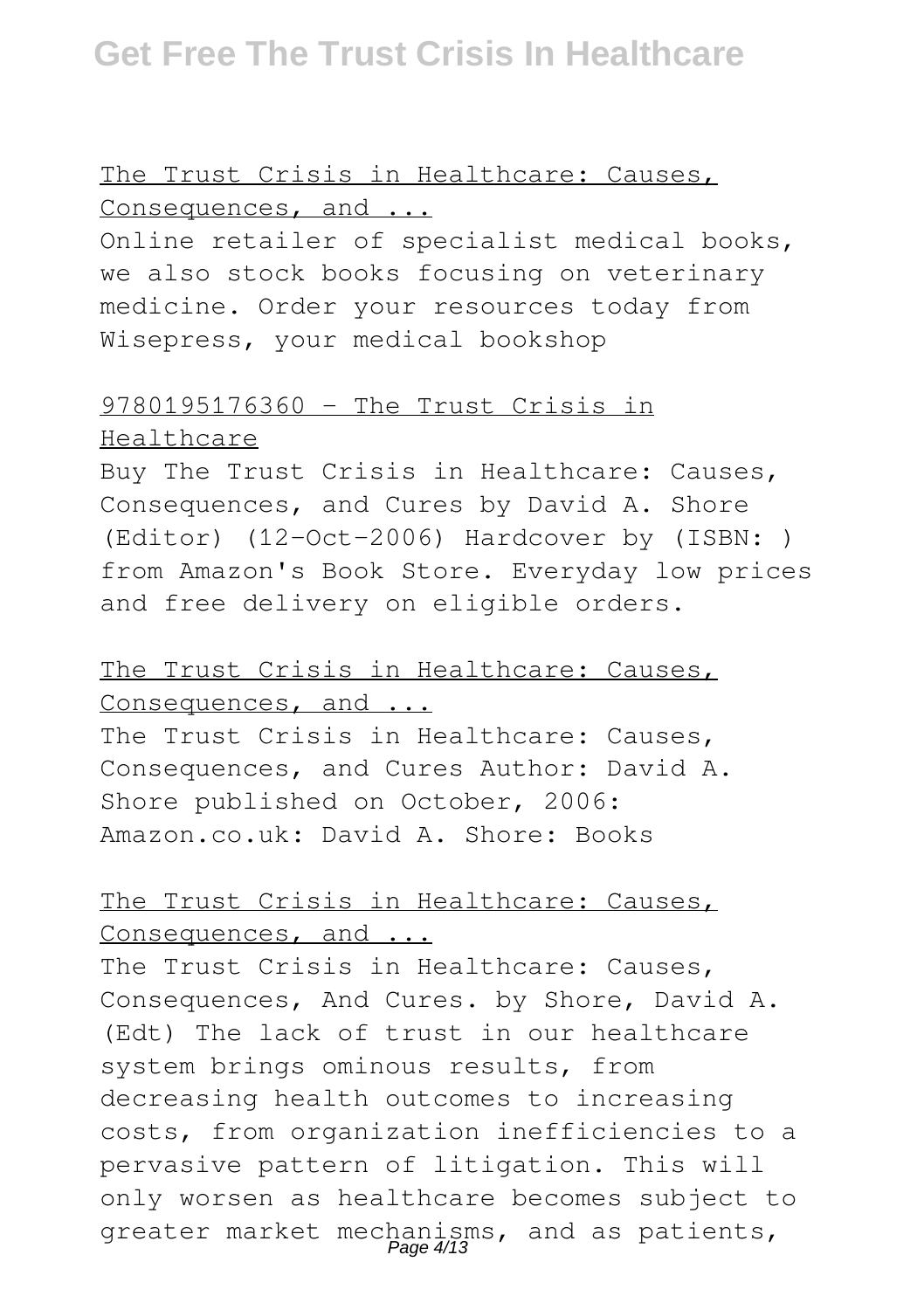### The Trust Crisis in Healthcare: Causes, Consequences, and ...

Online retailer of specialist medical books, we also stock books focusing on veterinary medicine. Order your resources today from Wisepress, your medical bookshop

### 9780195176360 - The Trust Crisis in Healthcare

Buy The Trust Crisis in Healthcare: Causes, Consequences, and Cures by David A. Shore (Editor) (12-Oct-2006) Hardcover by (ISBN: ) from Amazon's Book Store. Everyday low prices and free delivery on eligible orders.

### The Trust Crisis in Healthcare: Causes, Consequences, and ...

The Trust Crisis in Healthcare: Causes, Consequences, and Cures Author: David A. Shore published on October, 2006: Amazon.co.uk: David A. Shore: Books

### The Trust Crisis in Healthcare: Causes, Consequences, and ...

The Trust Crisis in Healthcare: Causes, Consequences, And Cures. by Shore, David A. (Edt) The lack of trust in our healthcare system brings ominous results, from decreasing health outcomes to increasing costs, from organization inefficiencies to a pervasive pattern of litigation. This will only worsen as healthcare becomes subject to greater market mechanisms, and as patients,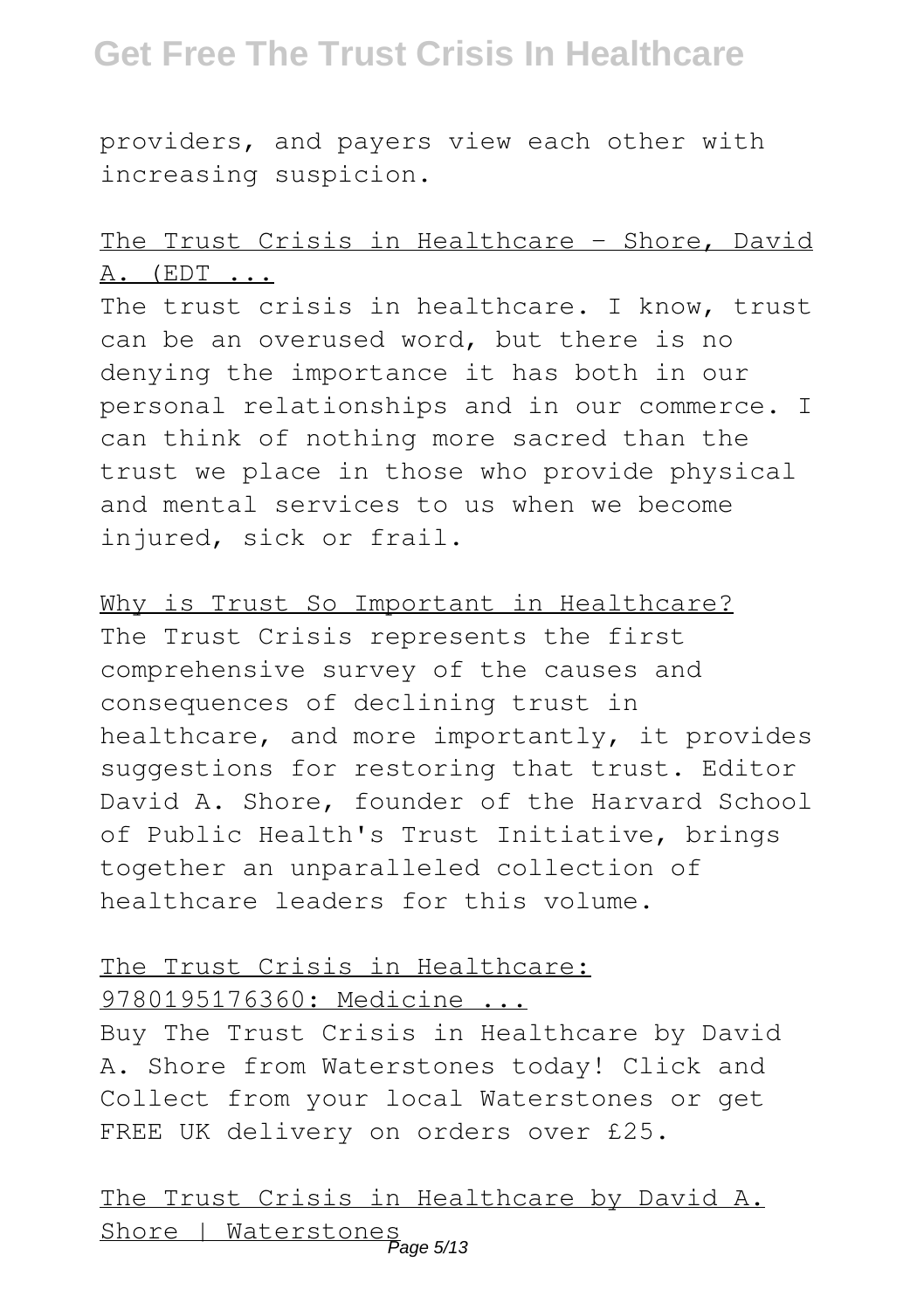providers, and payers view each other with increasing suspicion.

The Trust Crisis in Healthcare - Shore, David A. (EDT ...

The trust crisis in healthcare. I know, trust can be an overused word, but there is no denying the importance it has both in our personal relationships and in our commerce. I can think of nothing more sacred than the trust we place in those who provide physical and mental services to us when we become injured, sick or frail.

Why is Trust So Important in Healthcare?

The Trust Crisis represents the first comprehensive survey of the causes and consequences of declining trust in healthcare, and more importantly, it provides suggestions for restoring that trust. Editor David A. Shore, founder of the Harvard School of Public Health's Trust Initiative, brings together an unparalleled collection of healthcare leaders for this volume.

The Trust Crisis in Healthcare: 9780195176360: Medicine ...

Buy The Trust Crisis in Healthcare by David A. Shore from Waterstones today! Click and Collect from your local Waterstones or get FREE UK delivery on orders over £25.

The Trust Crisis in Healthcare by David A. Shore | Waterstones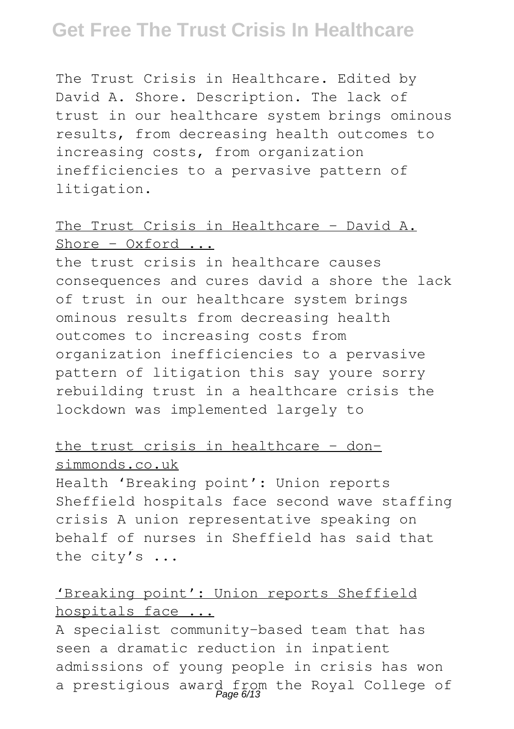The Trust Crisis in Healthcare. Edited by David A. Shore. Description. The lack of trust in our healthcare system brings ominous results, from decreasing health outcomes to increasing costs, from organization inefficiencies to a pervasive pattern of litigation.

## The Trust Crisis in Healthcare - David A. Shore - Oxford ...

the trust crisis in healthcare causes consequences and cures david a shore the lack of trust in our healthcare system brings ominous results from decreasing health outcomes to increasing costs from organization inefficiencies to a pervasive pattern of litigation this say youre sorry rebuilding trust in a healthcare crisis the lockdown was implemented largely to

## the trust crisis in healthcare - don-simmonds.co.uk

Health 'Breaking point': Union reports Sheffield hospitals face second wave staffing crisis A union representative speaking on behalf of nurses in Sheffield has said that the city's ...

## 'Breaking point': Union reports Sheffield hospitals face ...

A specialist community-based team that has seen a dramatic reduction in inpatient admissions of young people in crisis has won a prestigious award from the Royal College of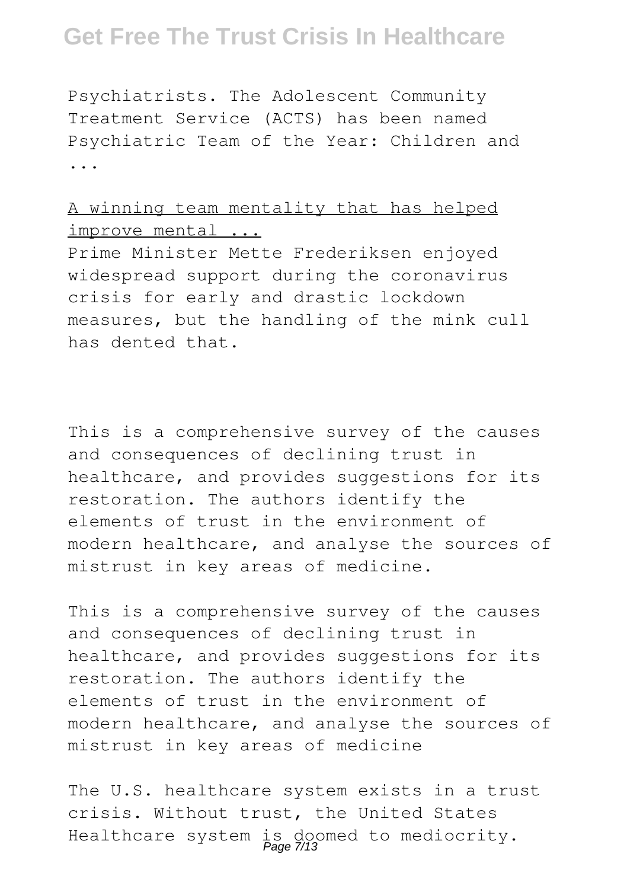Psychiatrists. The Adolescent Community Treatment Service (ACTS) has been named Psychiatric Team of the Year: Children and ...

A winning team mentality that has helped improve mental ...

Prime Minister Mette Frederiksen enjoyed widespread support during the coronavirus crisis for early and drastic lockdown measures, but the handling of the mink cull has dented that.

This is a comprehensive survey of the causes and consequences of declining trust in healthcare, and provides suggestions for its restoration. The authors identify the elements of trust in the environment of modern healthcare, and analyse the sources of mistrust in key areas of medicine.

This is a comprehensive survey of the causes and consequences of declining trust in healthcare, and provides suggestions for its restoration. The authors identify the elements of trust in the environment of modern healthcare, and analyse the sources of mistrust in key areas of medicine

The U.S. healthcare system exists in a trust crisis. Without trust, the United States Healthcare system is doomed to mediocrity.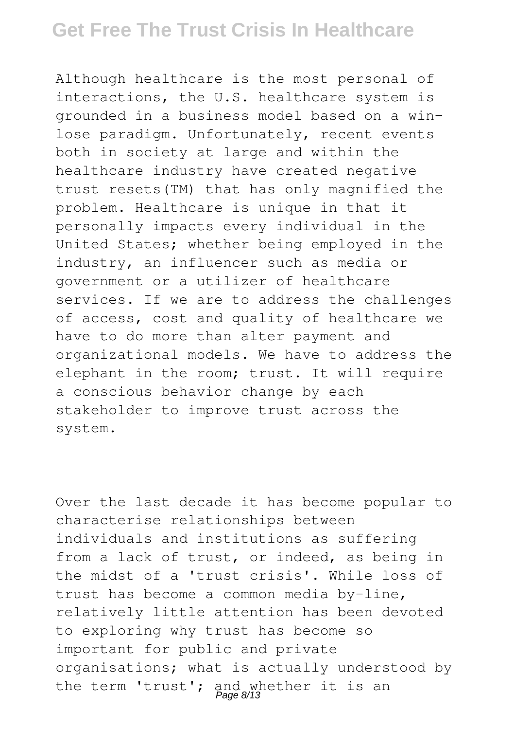Although healthcare is the most personal of interactions, the U.S. healthcare system is grounded in a business model based on a win-lose paradigm. Unfortunately, recent events both in society at large and within the healthcare industry have created negative trust resets(TM) that has only magnified the problem. Healthcare is unique in that it personally impacts every individual in the United States; whether being employed in the industry, an influencer such as media or government or a utilizer of healthcare services. If we are to address the challenges of access, cost and quality of healthcare we have to do more than alter payment and organizational models. We have to address the elephant in the room; trust. It will require a conscious behavior change by each stakeholder to improve trust across the system.

Over the last decade it has become popular to characterise relationships between individuals and institutions as suffering from a lack of trust, or indeed, as being in the midst of a 'trust crisis'. While loss of trust has become a common media by-line, relatively little attention has been devoted to exploring why trust has become so important for public and private organisations; what is actually understood by the term 'trust'; and whether it is an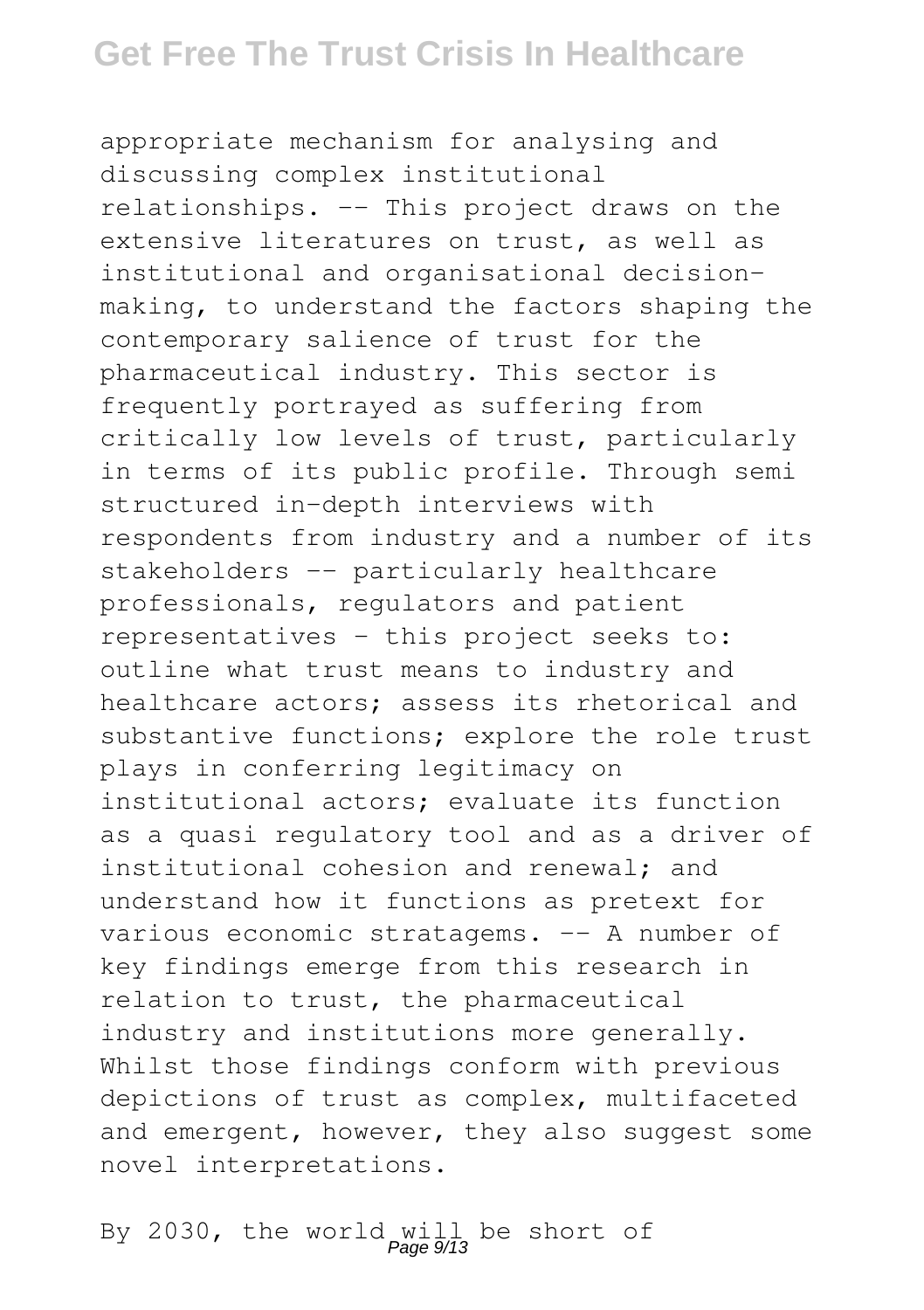appropriate mechanism for analysing and discussing complex institutional relationships. -- This project draws on the extensive literatures on trust, as well as institutional and organisational decision-making, to understand the factors shaping the contemporary salience of trust for the pharmaceutical industry. This sector is frequently portrayed as suffering from critically low levels of trust, particularly in terms of its public profile. Through semi structured in-depth interviews with respondents from industry and a number of its stakeholders -- particularly healthcare professionals, regulators and patient representatives - this project seeks to: outline what trust means to industry and healthcare actors; assess its rhetorical and substantive functions; explore the role trust plays in conferring legitimacy on institutional actors; evaluate its function as a quasi regulatory tool and as a driver of institutional cohesion and renewal; and understand how it functions as pretext for various economic stratagems. -- A number of key findings emerge from this research in relation to trust, the pharmaceutical industry and institutions more generally. Whilst those findings conform with previous depictions of trust as complex, multifaceted and emergent, however, they also suggest some novel interpretations.

By 2030, the world will be short of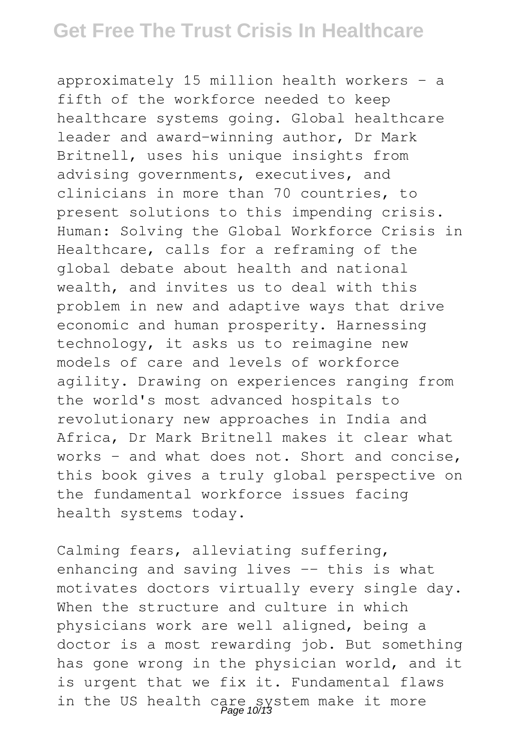approximately 15 million health workers - a fifth of the workforce needed to keep healthcare systems going. Global healthcare leader and award-winning author, Dr Mark Britnell, uses his unique insights from advising governments, executives, and clinicians in more than 70 countries, to present solutions to this impending crisis. Human: Solving the Global Workforce Crisis in Healthcare, calls for a reframing of the global debate about health and national wealth, and invites us to deal with this problem in new and adaptive ways that drive economic and human prosperity. Harnessing technology, it asks us to reimagine new models of care and levels of workforce agility. Drawing on experiences ranging from the world's most advanced hospitals to revolutionary new approaches in India and Africa, Dr Mark Britnell makes it clear what works - and what does not. Short and concise, this book gives a truly global perspective on the fundamental workforce issues facing health systems today.

Calming fears, alleviating suffering, enhancing and saving lives -- this is what motivates doctors virtually every single day. When the structure and culture in which physicians work are well aligned, being a doctor is a most rewarding job. But something has gone wrong in the physician world, and it is urgent that we fix it. Fundamental flaws in the US health care system make it more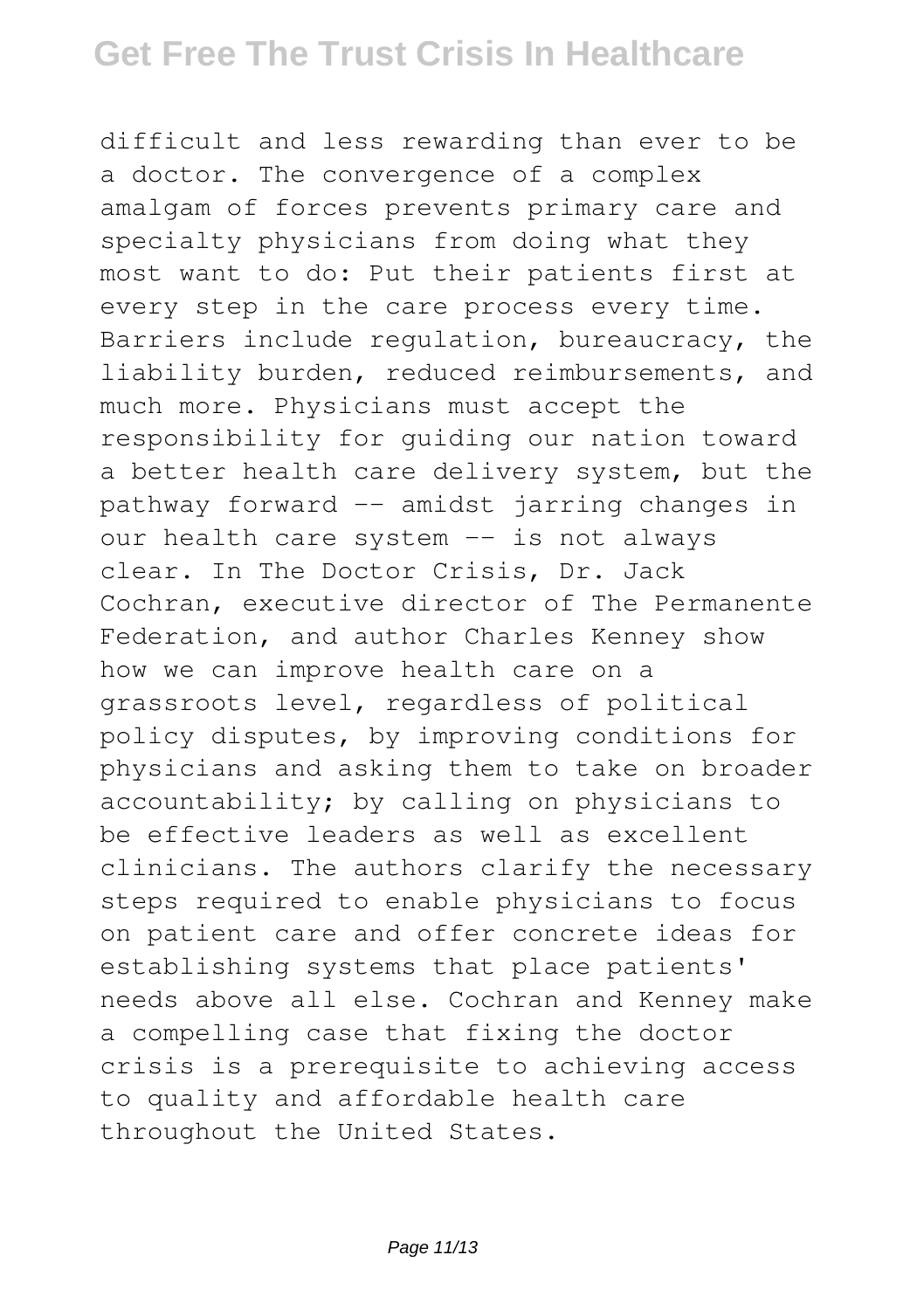difficult and less rewarding than ever to be a doctor. The convergence of a complex amalgam of forces prevents primary care and specialty physicians from doing what they most want to do: Put their patients first at every step in the care process every time. Barriers include regulation, bureaucracy, the liability burden, reduced reimbursements, and much more. Physicians must accept the responsibility for guiding our nation toward a better health care delivery system, but the pathway forward -- amidst jarring changes in our health care system -- is not always clear. In The Doctor Crisis, Dr. Jack Cochran, executive director of The Permanente Federation, and author Charles Kenney show how we can improve health care on a grassroots level, regardless of political policy disputes, by improving conditions for physicians and asking them to take on broader accountability; by calling on physicians to be effective leaders as well as excellent clinicians. The authors clarify the necessary steps required to enable physicians to focus on patient care and offer concrete ideas for establishing systems that place patients' needs above all else. Cochran and Kenney make a compelling case that fixing the doctor crisis is a prerequisite to achieving access to quality and affordable health care throughout the United States.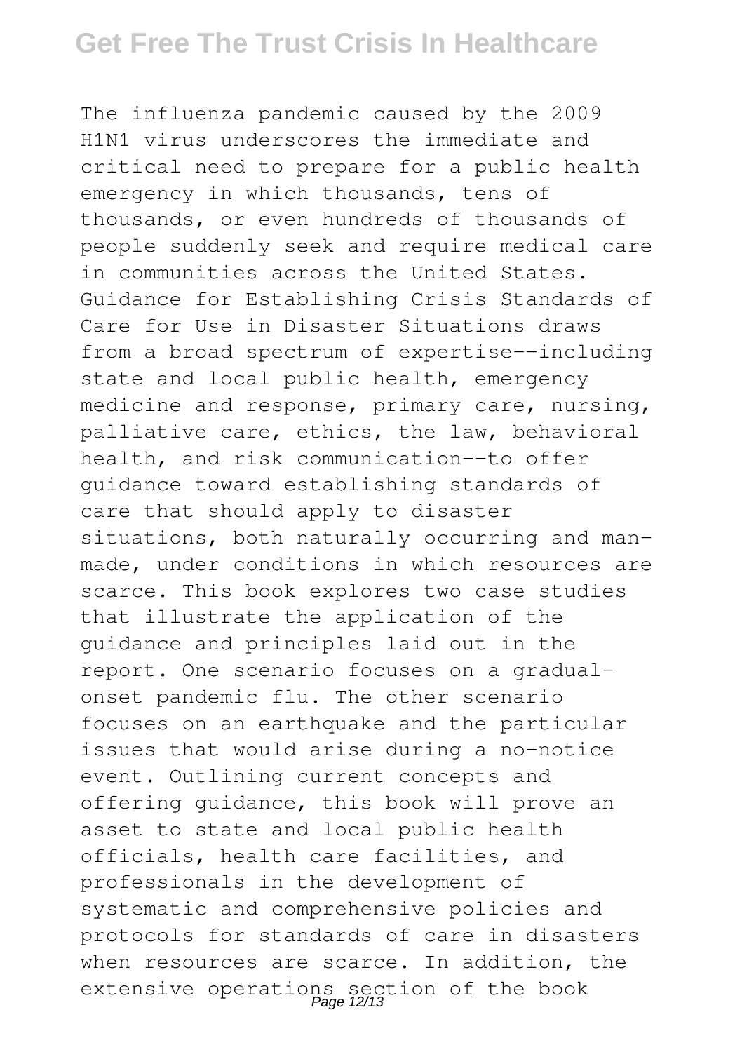The influenza pandemic caused by the 2009 H1N1 virus underscores the immediate and critical need to prepare for a public health emergency in which thousands, tens of thousands, or even hundreds of thousands of people suddenly seek and require medical care in communities across the United States. Guidance for Establishing Crisis Standards of Care for Use in Disaster Situations draws from a broad spectrum of expertise--including state and local public health, emergency medicine and response, primary care, nursing, palliative care, ethics, the law, behavioral health, and risk communication--to offer guidance toward establishing standards of care that should apply to disaster situations, both naturally occurring and man-made, under conditions in which resources are scarce. This book explores two case studies that illustrate the application of the guidance and principles laid out in the report. One scenario focuses on a gradual-onset pandemic flu. The other scenario focuses on an earthquake and the particular issues that would arise during a no-notice event. Outlining current concepts and offering guidance, this book will prove an asset to state and local public health officials, health care facilities, and professionals in the development of systematic and comprehensive policies and protocols for standards of care in disasters when resources are scarce. In addition, the extensive operations section of the book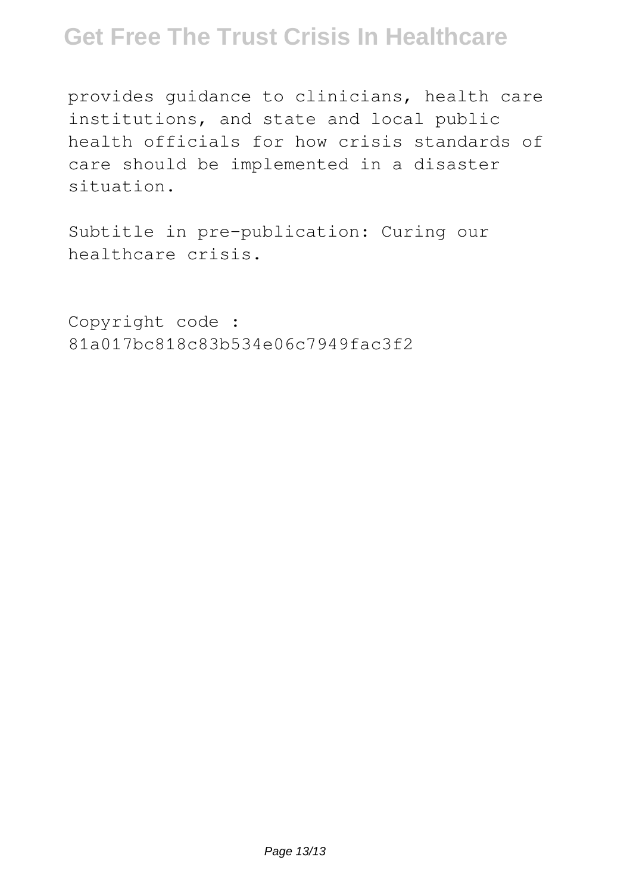provides guidance to clinicians, health care institutions, and state and local public health officials for how crisis standards of care should be implemented in a disaster situation.

Subtitle in pre-publication: Curing our healthcare crisis.

Copyright code : 81a017bc818c83b534e06c7949fac3f2